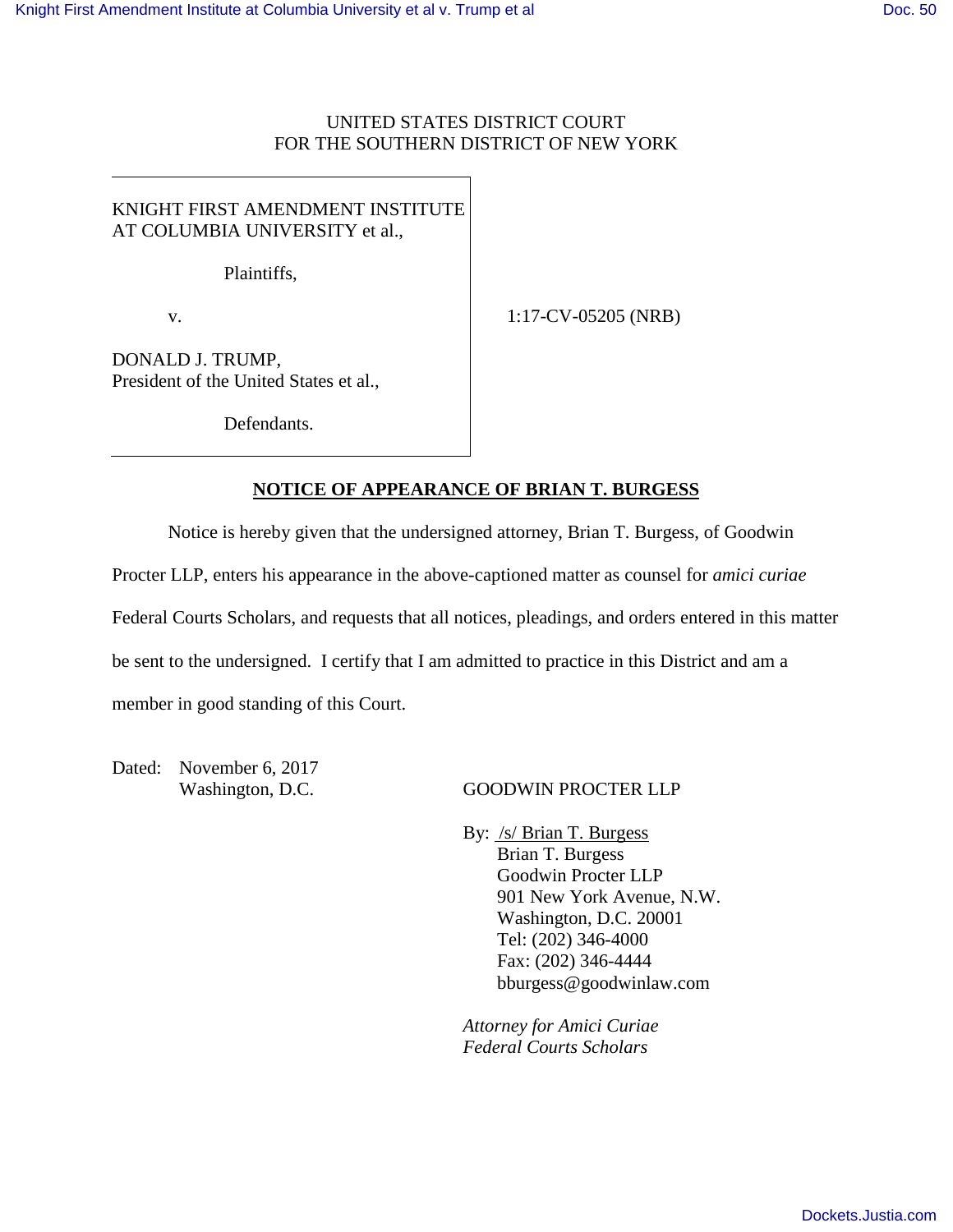UNITED STATES DISTRICT COURT
FOR THE SOUTHERN DISTRICT OF NEW YORK

KNIGHT FIRST AMENDMENT INSTITUTE AT COLUMBIA UNIVERSITY et al.,

Plaintiffs,

v.

DONALD J. TRUMP,
President of the United States et al.,

Defendants.

1:17-CV-05205 (NRB)

## NOTICE OF APPEARANCE OF BRIAN T. BURGESS

Notice is hereby given that the undersigned attorney, Brian T. Burgess, of Goodwin Procter LLP, enters his appearance in the above-captioned matter as counsel for *amici curiae* Federal Courts Scholars, and requests that all notices, pleadings, and orders entered in this matter be sent to the undersigned. I certify that I am admitted to practice in this District and am a member in good standing of this Court.

Dated: November 6, 2017
Washington, D.C.

GOODWIN PROCTER LLP

By: /s/ Brian T. Burgess
Brian T. Burgess
Goodwin Procter LLP
901 New York Avenue, N.W.
Washington, D.C. 20001
Tel: (202) 346-4000
Fax: (202) 346-4444
bburgess@goodwinlaw.com

*Attorney for Amici Curiae Federal Courts Scholars*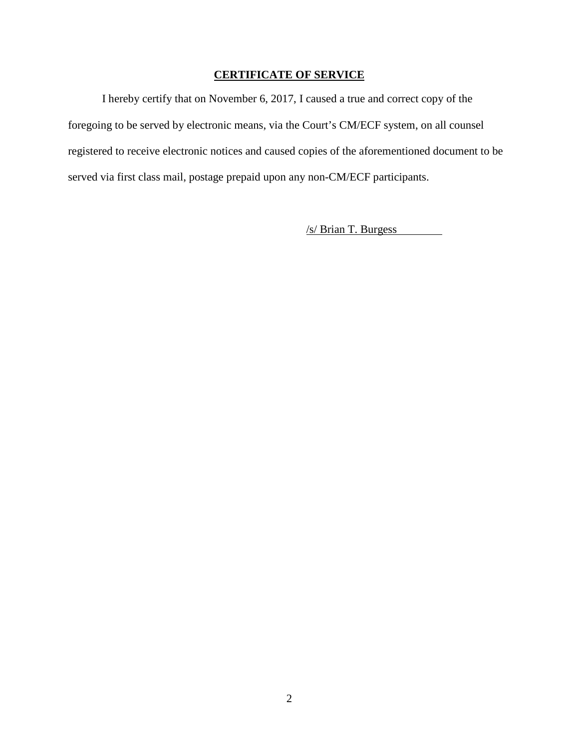**CERTIFICATE OF SERVICE**

I hereby certify that on November 6, 2017, I caused a true and correct copy of the foregoing to be served by electronic means, via the Court's CM/ECF system, on all counsel registered to receive electronic notices and caused copies of the aforementioned document to be served via first class mail, postage prepaid upon any non-CM/ECF participants.

/s/ Brian T. Burgess